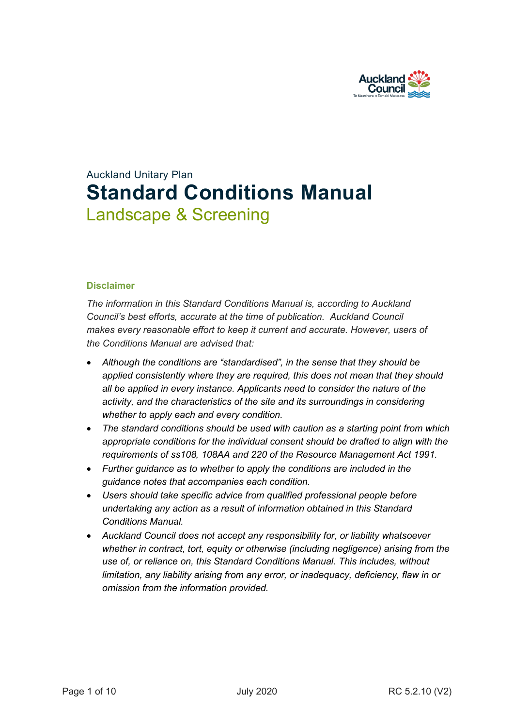Auckland Unitary Plan

# Standard Conditions Manual

## Landscape & Screening

### Disclaimer

*The information in this Standard Conditions Manual is, according to Auckland Council's best efforts, accurate at the time of publication. Auckland Council makes every reasonable effort to keep it current and accurate. However, users of the Conditions Manual are advised that:*

- *Although the conditions are "standardised", in the sense that they should be applied consistently where they are required, this does not mean that they should all be applied in every instance. Applicants need to consider the nature of the activity, and the characteristics of the site and its surroundings in considering whether to apply each and every condition.*
- *The standard conditions should be used with caution as a starting point from which appropriate conditions for the individual consent should be drafted to align with the requirements of ss108, 108AA and 220 of the Resource Management Act 1991.*
- *Further guidance as to whether to apply the conditions are included in the guidance notes that accompanies each condition.*
- *Users should take specific advice from qualified professional people before undertaking any action as a result of information obtained in this Standard Conditions Manual.*
- *Auckland Council does not accept any responsibility for, or liability whatsoever whether in contract, tort, equity or otherwise (including negligence) arising from the use of, or reliance on, this Standard Conditions Manual. This includes, without limitation, any liability arising from any error, or inadequacy, deficiency, flaw in or omission from the information provided.*

July 2020

RC 5.2.10 (V2)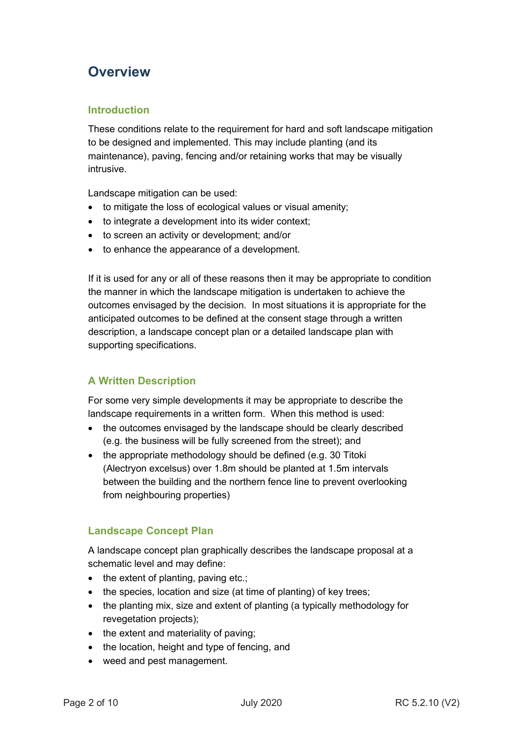# Overview

## Introduction

These conditions relate to the requirement for hard and soft landscape mitigation to be designed and implemented. This may include planting (and its maintenance), paving, fencing and/or retaining works that may be visually intrusive.

Landscape mitigation can be used:

- to mitigate the loss of ecological values or visual amenity;
- to integrate a development into its wider context;
- to screen an activity or development; and/or
- to enhance the appearance of a development.

If it is used for any or all of these reasons then it may be appropriate to condition the manner in which the landscape mitigation is undertaken to achieve the outcomes envisaged by the decision. In most situations it is appropriate for the anticipated outcomes to be defined at the consent stage through a written description, a landscape concept plan or a detailed landscape plan with supporting specifications.

## A Written Description

For some very simple developments it may be appropriate to describe the landscape requirements in a written form. When this method is used:

- the outcomes envisaged by the landscape should be clearly described (e.g. the business will be fully screened from the street); and
- the appropriate methodology should be defined (e.g. 30 Titoki (Alectryon excelsus) over 1.8m should be planted at 1.5m intervals between the building and the northern fence line to prevent overlooking from neighbouring properties)

## Landscape Concept Plan

A landscape concept plan graphically describes the landscape proposal at a schematic level and may define:

- the extent of planting, paving etc.;
- the species, location and size (at time of planting) of key trees;
- the planting mix, size and extent of planting (a typically methodology for revegetation projects);
- the extent and materiality of paving;
- the location, height and type of fencing, and
- weed and pest management.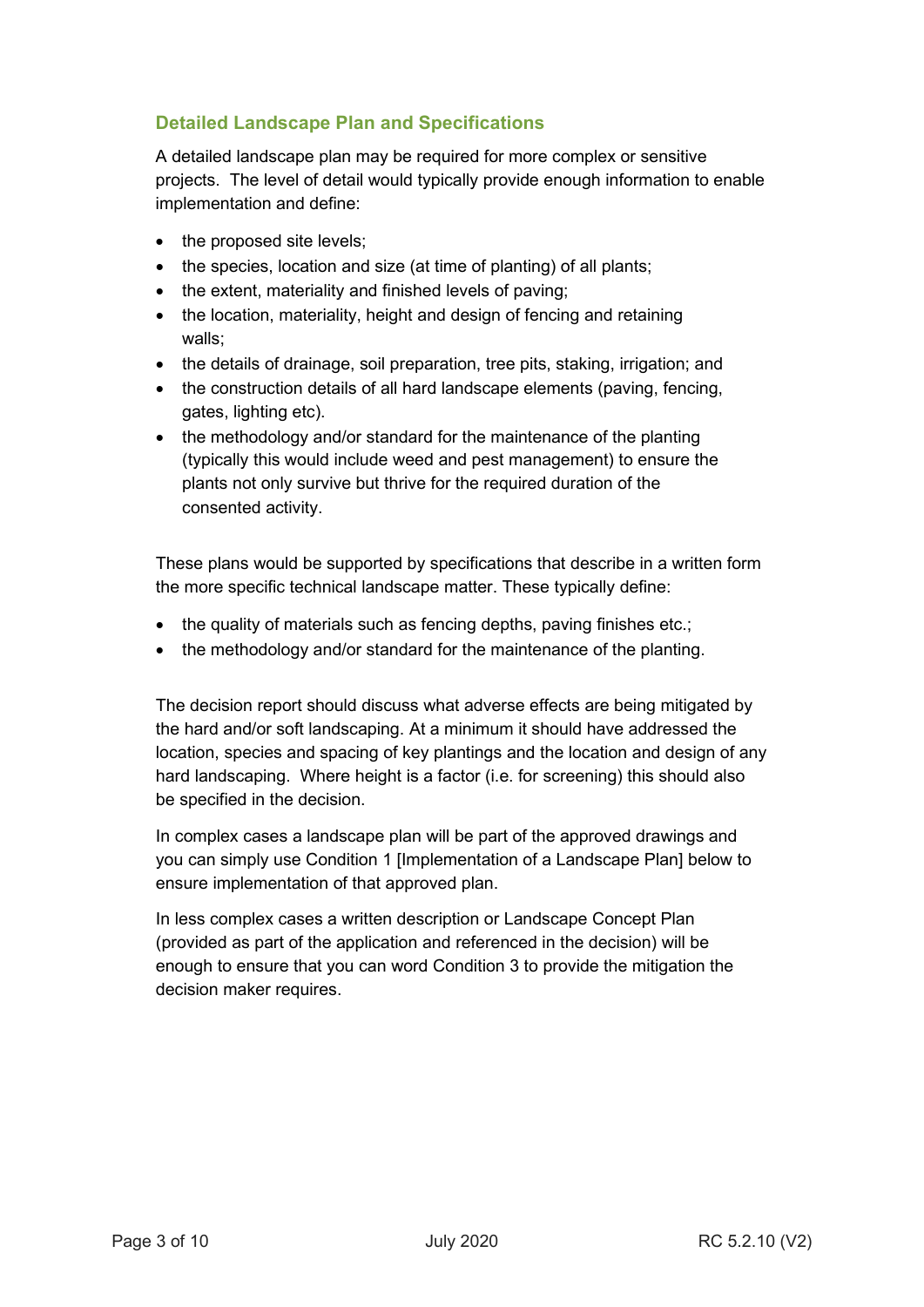### Detailed Landscape Plan and Specifications

A detailed landscape plan may be required for more complex or sensitive projects. The level of detail would typically provide enough information to enable implementation and define:

- the proposed site levels;
- the species, location and size (at time of planting) of all plants;
- the extent, materiality and finished levels of paving;
- the location, materiality, height and design of fencing and retaining walls;
- the details of drainage, soil preparation, tree pits, staking, irrigation; and
- the construction details of all hard landscape elements (paving, fencing, gates, lighting etc).
- the methodology and/or standard for the maintenance of the planting (typically this would include weed and pest management) to ensure the plants not only survive but thrive for the required duration of the consented activity.

These plans would be supported by specifications that describe in a written form the more specific technical landscape matter. These typically define:

- the quality of materials such as fencing depths, paving finishes etc.;
- the methodology and/or standard for the maintenance of the planting.

The decision report should discuss what adverse effects are being mitigated by the hard and/or soft landscaping. At a minimum it should have addressed the location, species and spacing of key plantings and the location and design of any hard landscaping. Where height is a factor (i.e. for screening) this should also be specified in the decision.

In complex cases a landscape plan will be part of the approved drawings and you can simply use Condition 1 [Implementation of a Landscape Plan] below to ensure implementation of that approved plan.

In less complex cases a written description or Landscape Concept Plan (provided as part of the application and referenced in the decision) will be enough to ensure that you can word Condition 3 to provide the mitigation the decision maker requires.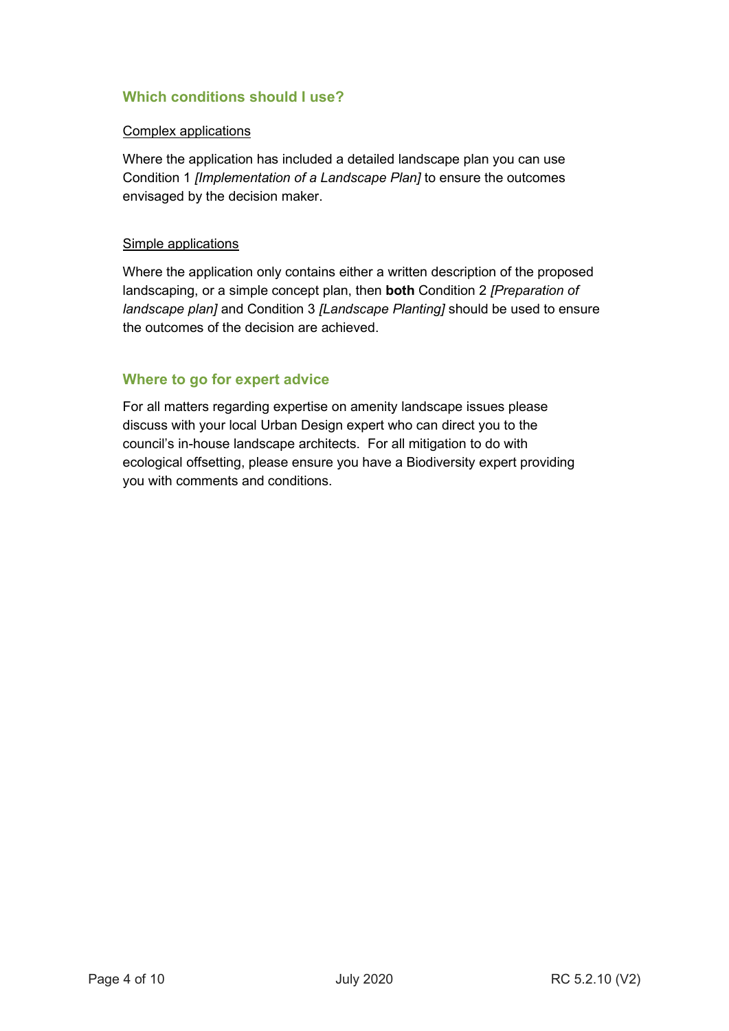## Which conditions should I use?

Complex applications

Where the application has included a detailed landscape plan you can use Condition 1 *[Implementation of a Landscape Plan]* to ensure the outcomes envisaged by the decision maker.

Simple applications

Where the application only contains either a written description of the proposed landscaping, or a simple concept plan, then **both** Condition 2 *[Preparation of landscape plan]* and Condition 3 *[Landscape Planting]* should be used to ensure the outcomes of the decision are achieved.

## Where to go for expert advice

For all matters regarding expertise on amenity landscape issues please discuss with your local Urban Design expert who can direct you to the council's in-house landscape architects. For all mitigation to do with ecological offsetting, please ensure you have a Biodiversity expert providing you with comments and conditions.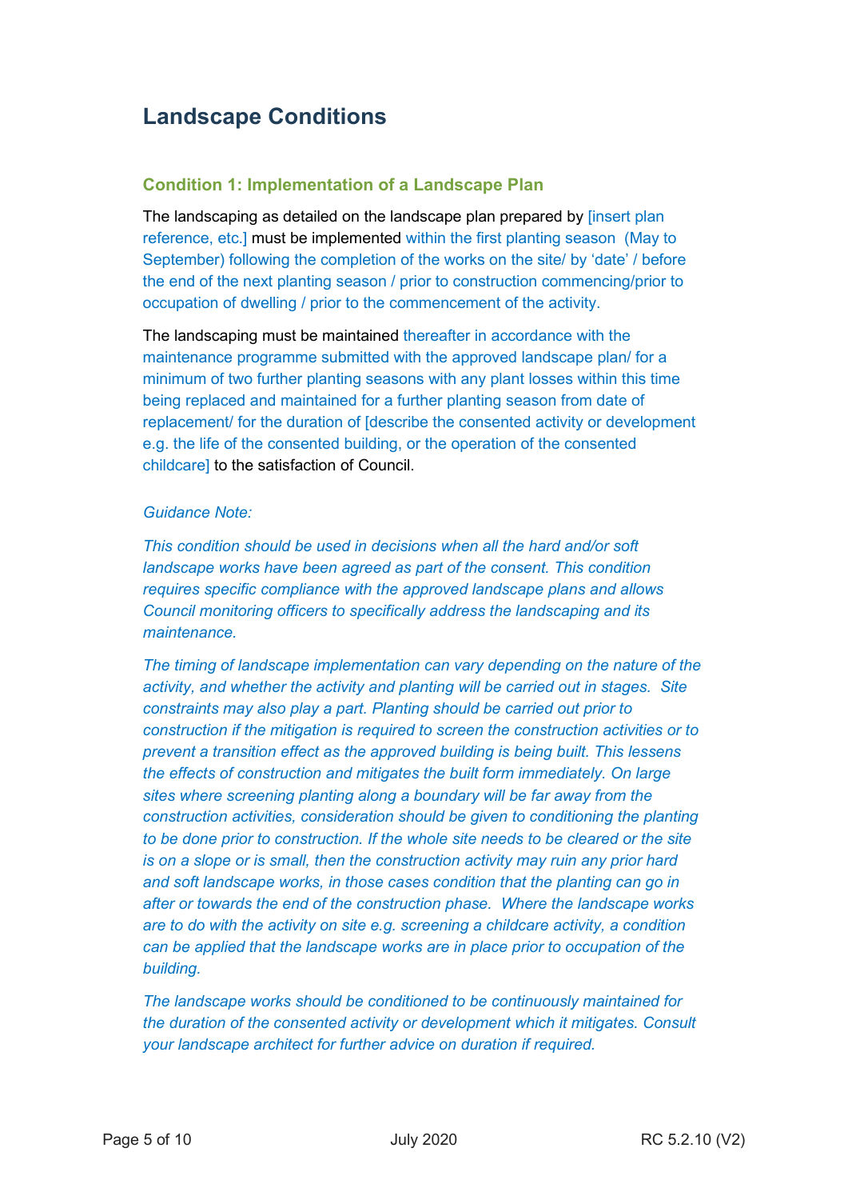## Landscape Conditions

### Condition 1: Implementation of a Landscape Plan

The landscaping as detailed on the landscape plan prepared by [insert plan reference, etc.] must be implemented within the first planting season (May to September) following the completion of the works on the site/ by 'date' / before the end of the next planting season / prior to construction commencing/prior to occupation of dwelling / prior to the commencement of the activity.

The landscaping must be maintained thereafter in accordance with the maintenance programme submitted with the approved landscape plan/ for a minimum of two further planting seasons with any plant losses within this time being replaced and maintained for a further planting season from date of replacement/ for the duration of [describe the consented activity or development e.g. the life of the consented building, or the operation of the consented childcare] to the satisfaction of Council.

*Guidance Note:*

*This condition should be used in decisions when all the hard and/or soft landscape works have been agreed as part of the consent. This condition requires specific compliance with the approved landscape plans and allows Council monitoring officers to specifically address the landscaping and its maintenance.*

*The timing of landscape implementation can vary depending on the nature of the activity, and whether the activity and planting will be carried out in stages. Site constraints may also play a part. Planting should be carried out prior to construction if the mitigation is required to screen the construction activities or to prevent a transition effect as the approved building is being built. This lessens the effects of construction and mitigates the built form immediately. On large sites where screening planting along a boundary will be far away from the construction activities, consideration should be given to conditioning the planting to be done prior to construction. If the whole site needs to be cleared or the site is on a slope or is small, then the construction activity may ruin any prior hard and soft landscape works, in those cases condition that the planting can go in after or towards the end of the construction phase. Where the landscape works are to do with the activity on site e.g. screening a childcare activity, a condition can be applied that the landscape works are in place prior to occupation of the building.*

*The landscape works should be conditioned to be continuously maintained for the duration of the consented activity or development which it mitigates. Consult your landscape architect for further advice on duration if required.*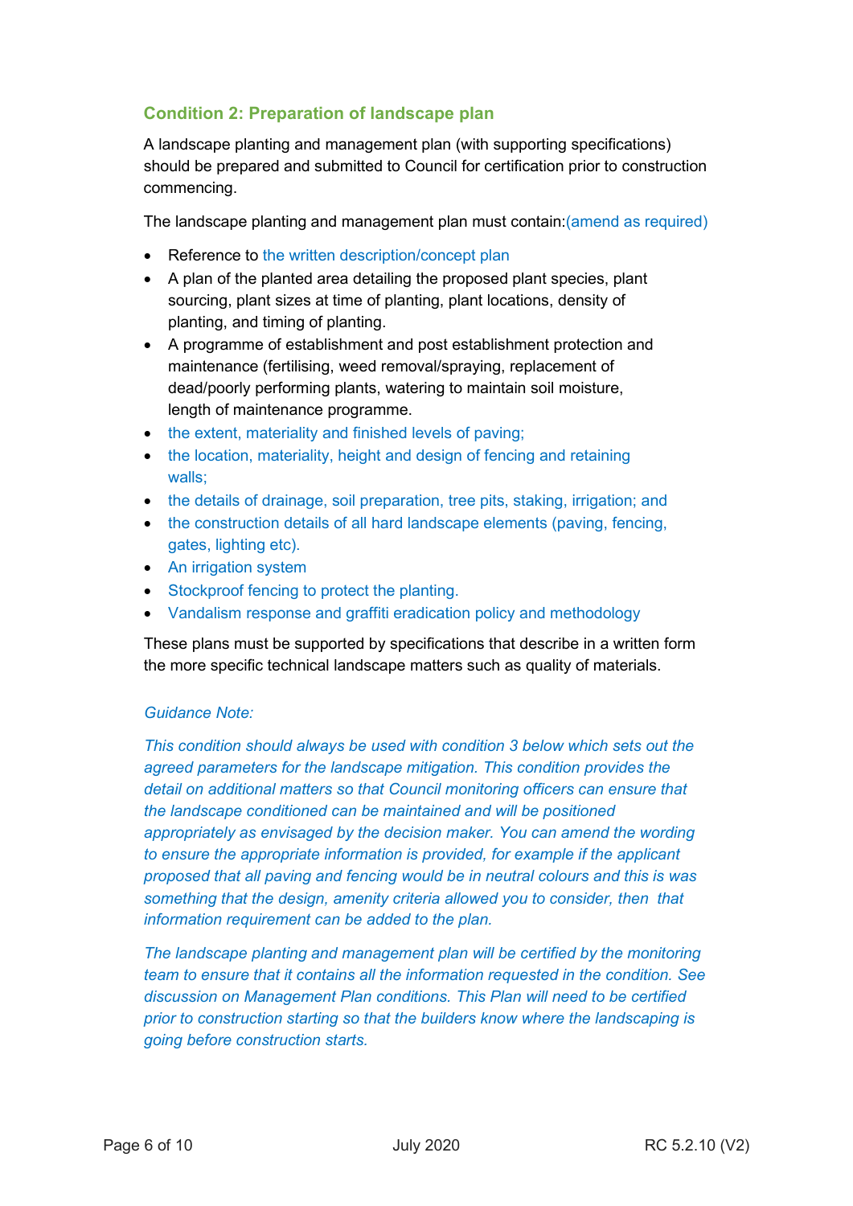### Condition 2: Preparation of landscape plan

A landscape planting and management plan (with supporting specifications) should be prepared and submitted to Council for certification prior to construction commencing.

The landscape planting and management plan must contain:(amend as required)

- Reference to the written description/concept plan
- A plan of the planted area detailing the proposed plant species, plant sourcing, plant sizes at time of planting, plant locations, density of planting, and timing of planting.
- A programme of establishment and post establishment protection and maintenance (fertilising, weed removal/spraying, replacement of dead/poorly performing plants, watering to maintain soil moisture, length of maintenance programme.
- the extent, materiality and finished levels of paving;
- the location, materiality, height and design of fencing and retaining walls;
- the details of drainage, soil preparation, tree pits, staking, irrigation; and
- the construction details of all hard landscape elements (paving, fencing, gates, lighting etc).
- An irrigation system
- Stockproof fencing to protect the planting.
- Vandalism response and graffiti eradication policy and methodology

These plans must be supported by specifications that describe in a written form the more specific technical landscape matters such as quality of materials.

*Guidance Note:*

*This condition should always be used with condition 3 below which sets out the agreed parameters for the landscape mitigation. This condition provides the detail on additional matters so that Council monitoring officers can ensure that the landscape conditioned can be maintained and will be positioned appropriately as envisaged by the decision maker. You can amend the wording to ensure the appropriate information is provided, for example if the applicant proposed that all paving and fencing would be in neutral colours and this is was something that the design, amenity criteria allowed you to consider, then that information requirement can be added to the plan.*

*The landscape planting and management plan will be certified by the monitoring team to ensure that it contains all the information requested in the condition. See discussion on Management Plan conditions. This Plan will need to be certified prior to construction starting so that the builders know where the landscaping is going before construction starts.*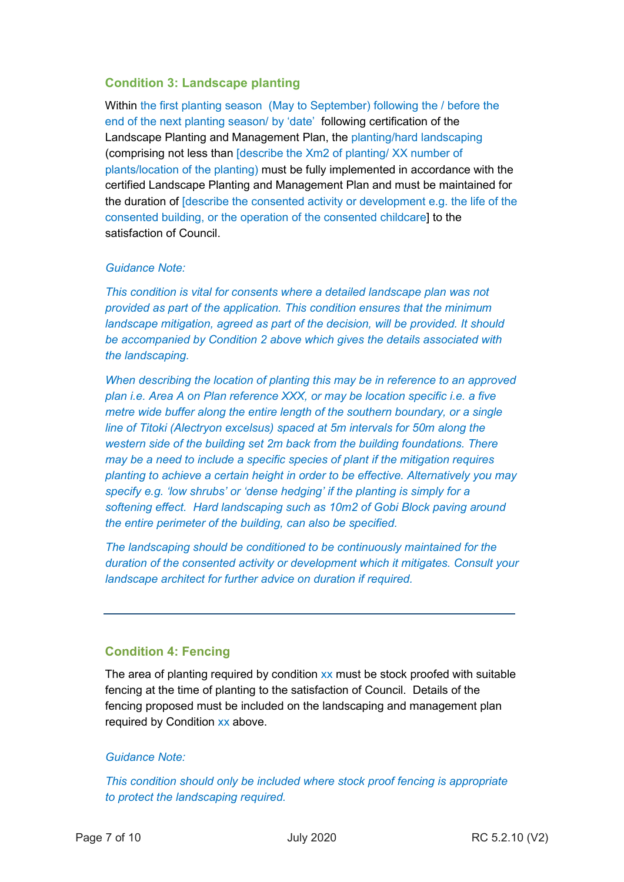### Condition 3: Landscape planting

Within the first planting season (May to September) following the / before the end of the next planting season/ by 'date' following certification of the Landscape Planting and Management Plan, the planting/hard landscaping (comprising not less than [describe the Xm2 of planting/ XX number of plants/location of the planting) must be fully implemented in accordance with the certified Landscape Planting and Management Plan and must be maintained for the duration of [describe the consented activity or development e.g. the life of the consented building, or the operation of the consented childcare] to the satisfaction of Council.

*Guidance Note:*

*This condition is vital for consents where a detailed landscape plan was not provided as part of the application. This condition ensures that the minimum landscape mitigation, agreed as part of the decision, will be provided. It should be accompanied by Condition 2 above which gives the details associated with the landscaping.*

*When describing the location of planting this may be in reference to an approved plan i.e. Area A on Plan reference XXX, or may be location specific i.e. a five metre wide buffer along the entire length of the southern boundary, or a single line of Titoki (Alectryon excelsus) spaced at 5m intervals for 50m along the western side of the building set 2m back from the building foundations. There may be a need to include a specific species of plant if the mitigation requires planting to achieve a certain height in order to be effective. Alternatively you may specify e.g. 'low shrubs' or 'dense hedging' if the planting is simply for a softening effect. Hard landscaping such as 10m2 of Gobi Block paving around the entire perimeter of the building, can also be specified.*

*The landscaping should be conditioned to be continuously maintained for the duration of the consented activity or development which it mitigates. Consult your landscape architect for further advice on duration if required.*

---

### Condition 4: Fencing

The area of planting required by condition xx must be stock proofed with suitable fencing at the time of planting to the satisfaction of Council. Details of the fencing proposed must be included on the landscaping and management plan required by Condition xx above.

*Guidance Note:*

*This condition should only be included where stock proof fencing is appropriate to protect the landscaping required.*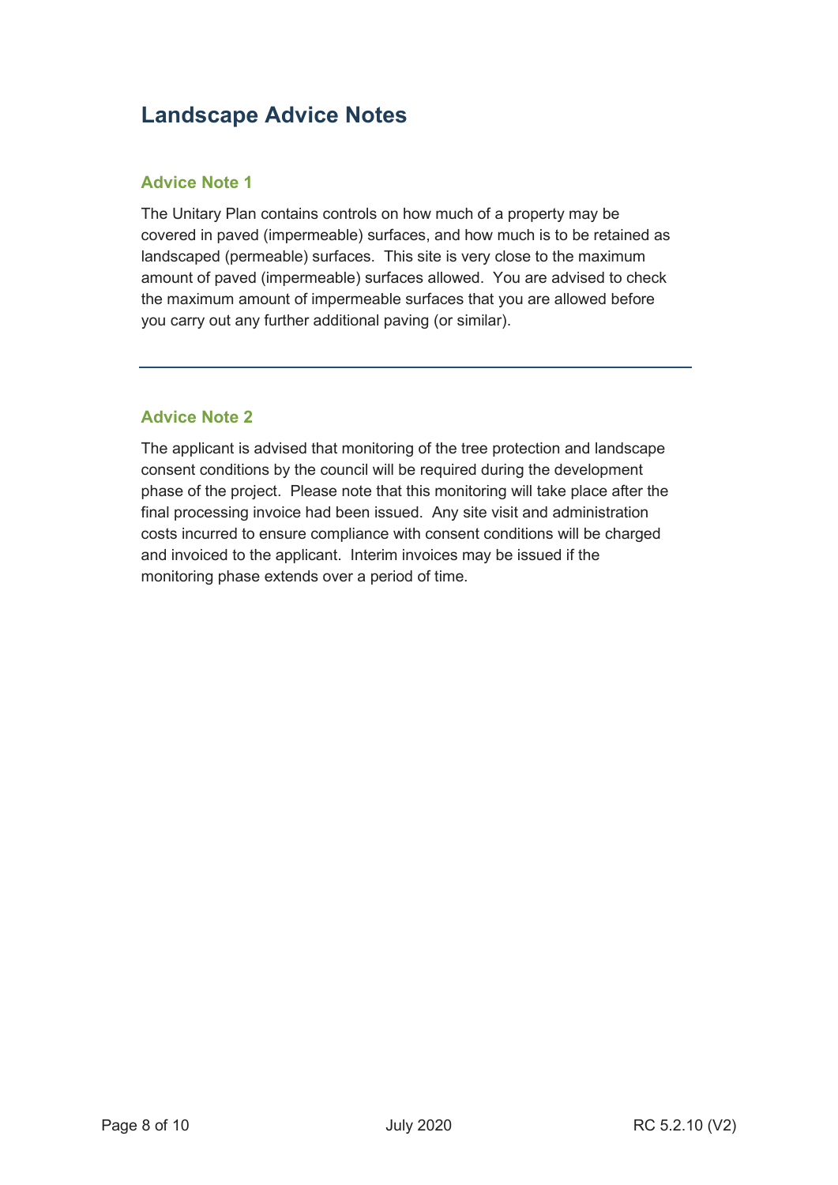# Landscape Advice Notes

## Advice Note 1

The Unitary Plan contains controls on how much of a property may be covered in paved (impermeable) surfaces, and how much is to be retained as landscaped (permeable) surfaces. This site is very close to the maximum amount of paved (impermeable) surfaces allowed. You are advised to check the maximum amount of impermeable surfaces that you are allowed before you carry out any further additional paving (or similar).

---

## Advice Note 2

The applicant is advised that monitoring of the tree protection and landscape consent conditions by the council will be required during the development phase of the project. Please note that this monitoring will take place after the final processing invoice had been issued. Any site visit and administration costs incurred to ensure compliance with consent conditions will be charged and invoiced to the applicant. Interim invoices may be issued if the monitoring phase extends over a period of time.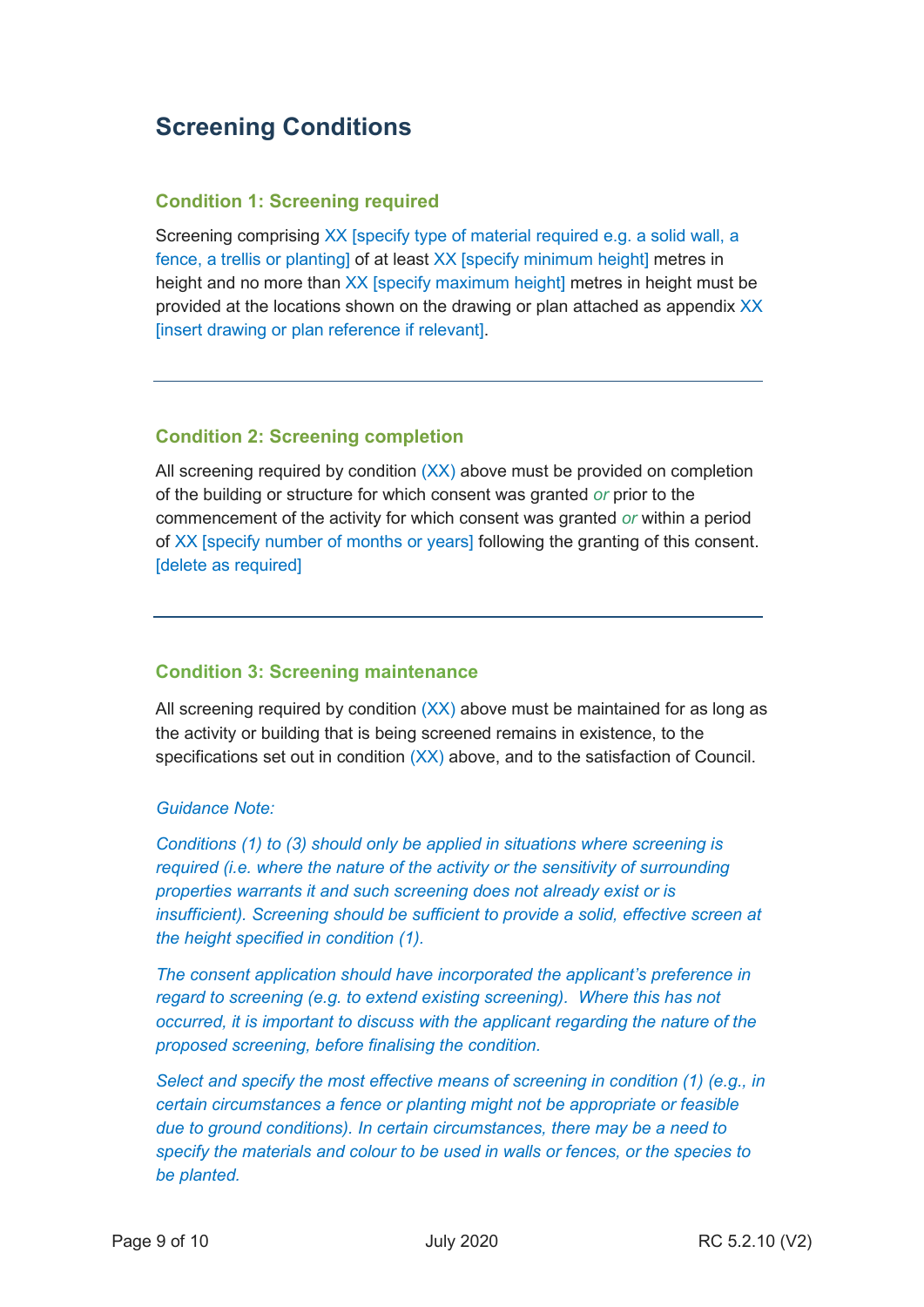## Screening Conditions

### Condition 1: Screening required

Screening comprising XX [specify type of material required e.g. a solid wall, a fence, a trellis or planting] of at least XX [specify minimum height] metres in height and no more than XX [specify maximum height] metres in height must be provided at the locations shown on the drawing or plan attached as appendix XX [insert drawing or plan reference if relevant].

---

### Condition 2: Screening completion

All screening required by condition (XX) above must be provided on completion of the building or structure for which consent was granted *or* prior to the commencement of the activity for which consent was granted *or* within a period of XX [specify number of months or years] following the granting of this consent. [delete as required]

---

### Condition 3: Screening maintenance

All screening required by condition (XX) above must be maintained for as long as the activity or building that is being screened remains in existence, to the specifications set out in condition (XX) above, and to the satisfaction of Council.

*Guidance Note:*

*Conditions (1) to (3) should only be applied in situations where screening is required (i.e. where the nature of the activity or the sensitivity of surrounding properties warrants it and such screening does not already exist or is insufficient). Screening should be sufficient to provide a solid, effective screen at the height specified in condition (1).*

*The consent application should have incorporated the applicant's preference in regard to screening (e.g. to extend existing screening). Where this has not occurred, it is important to discuss with the applicant regarding the nature of the proposed screening, before finalising the condition.*

*Select and specify the most effective means of screening in condition (1) (e.g., in certain circumstances a fence or planting might not be appropriate or feasible due to ground conditions). In certain circumstances, there may be a need to specify the materials and colour to be used in walls or fences, or the species to be planted.*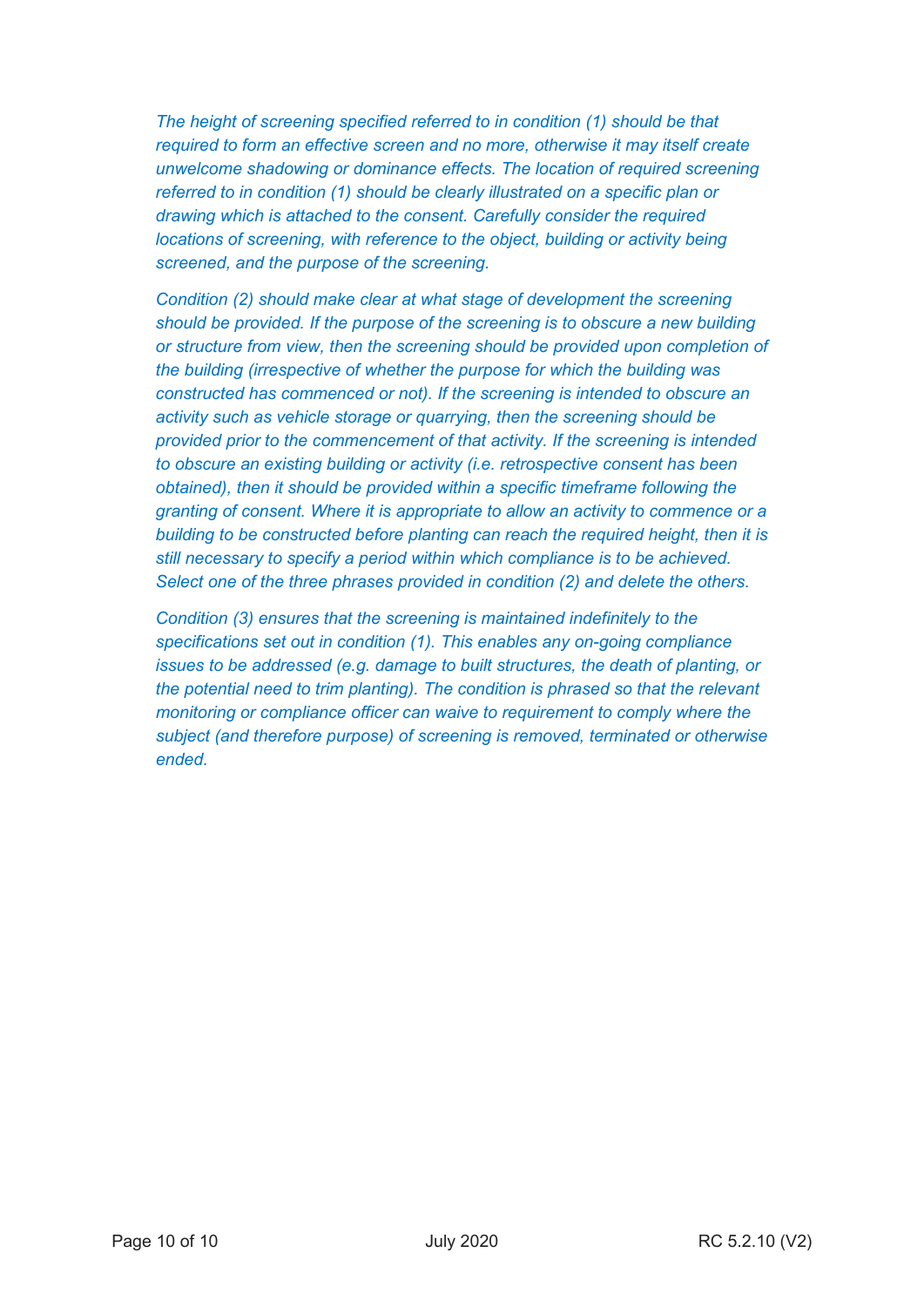*The height of screening specified referred to in condition (1) should be that required to form an effective screen and no more, otherwise it may itself create unwelcome shadowing or dominance effects. The location of required screening referred to in condition (1) should be clearly illustrated on a specific plan or drawing which is attached to the consent. Carefully consider the required locations of screening, with reference to the object, building or activity being screened, and the purpose of the screening.*

*Condition (2) should make clear at what stage of development the screening should be provided. If the purpose of the screening is to obscure a new building or structure from view, then the screening should be provided upon completion of the building (irrespective of whether the purpose for which the building was constructed has commenced or not). If the screening is intended to obscure an activity such as vehicle storage or quarrying, then the screening should be provided prior to the commencement of that activity. If the screening is intended to obscure an existing building or activity (i.e. retrospective consent has been obtained), then it should be provided within a specific timeframe following the granting of consent. Where it is appropriate to allow an activity to commence or a building to be constructed before planting can reach the required height, then it is still necessary to specify a period within which compliance is to be achieved. Select one of the three phrases provided in condition (2) and delete the others.*

*Condition (3) ensures that the screening is maintained indefinitely to the specifications set out in condition (1). This enables any on-going compliance issues to be addressed (e.g. damage to built structures, the death of planting, or the potential need to trim planting). The condition is phrased so that the relevant monitoring or compliance officer can waive to requirement to comply where the subject (and therefore purpose) of screening is removed, terminated or otherwise ended.*